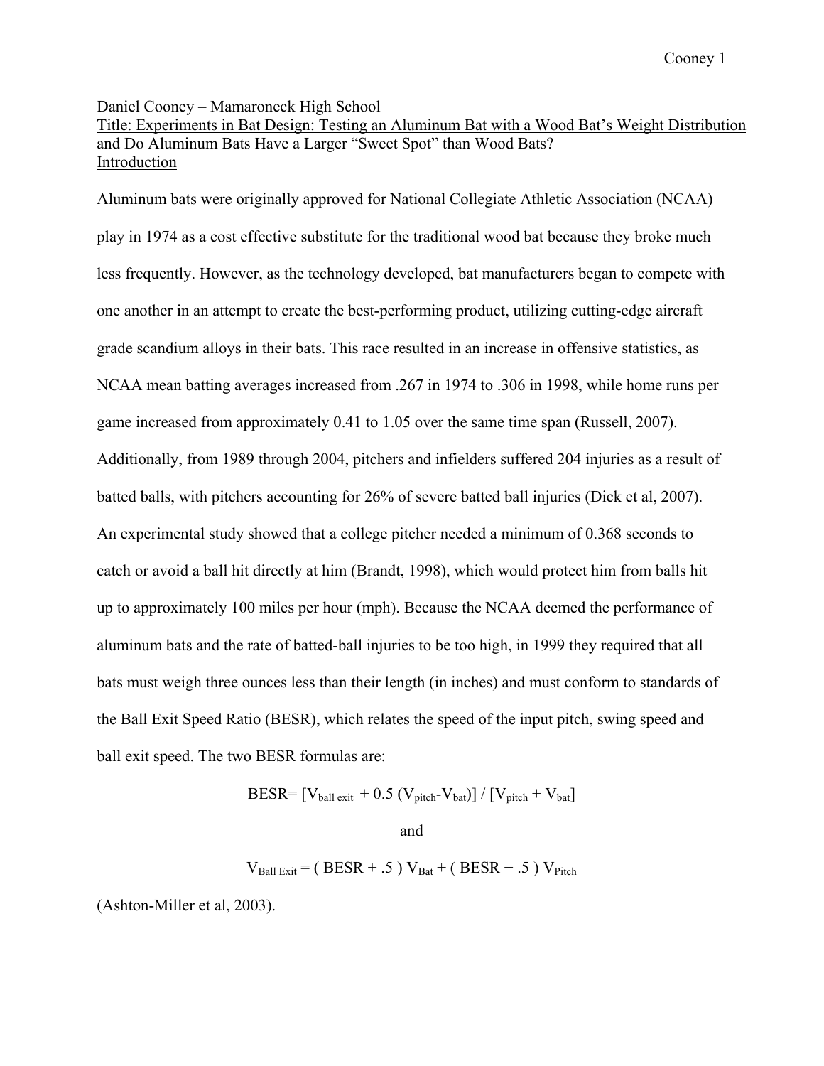Daniel Cooney – Mamaroneck High School

# Title: Experiments in Bat Design: Testing an Aluminum Bat with a Wood Bat's Weight Distribution and Do Aluminum Bats Have a Larger "Sweet Spot" than Wood Bats?

## Introduction

Aluminum bats were originally approved for National Collegiate Athletic Association (NCAA) play in 1974 as a cost effective substitute for the traditional wood bat because they broke much less frequently. However, as the technology developed, bat manufacturers began to compete with one another in an attempt to create the best-performing product, utilizing cutting-edge aircraft grade scandium alloys in their bats. This race resulted in an increase in offensive statistics, as NCAA mean batting averages increased from .267 in 1974 to .306 in 1998, while home runs per game increased from approximately 0.41 to 1.05 over the same time span (Russell, 2007). Additionally, from 1989 through 2004, pitchers and infielders suffered 204 injuries as a result of batted balls, with pitchers accounting for 26% of severe batted ball injuries (Dick et al, 2007). An experimental study showed that a college pitcher needed a minimum of 0.368 seconds to catch or avoid a ball hit directly at him (Brandt, 1998), which would protect him from balls hit up to approximately 100 miles per hour (mph). Because the NCAA deemed the performance of aluminum bats and the rate of batted-ball injuries to be too high, in 1999 they required that all bats must weigh three ounces less than their length (in inches) and must conform to standards of the Ball Exit Speed Ratio (BESR), which relates the speed of the input pitch, swing speed and ball exit speed. The two BESR formulas are:

$$BESR = [V_{ball\ exit} + 0.5\,(V_{pitch} - V_{bat})] \,/\, [V_{pitch} + V_{bat}]$$

and

$$V_{Ball\ Exit} = (\,BESR + .5\,)\,V_{Bat} + (\,BESR - .5\,)\,V_{Pitch}$$

(Ashton-Miller et al, 2003).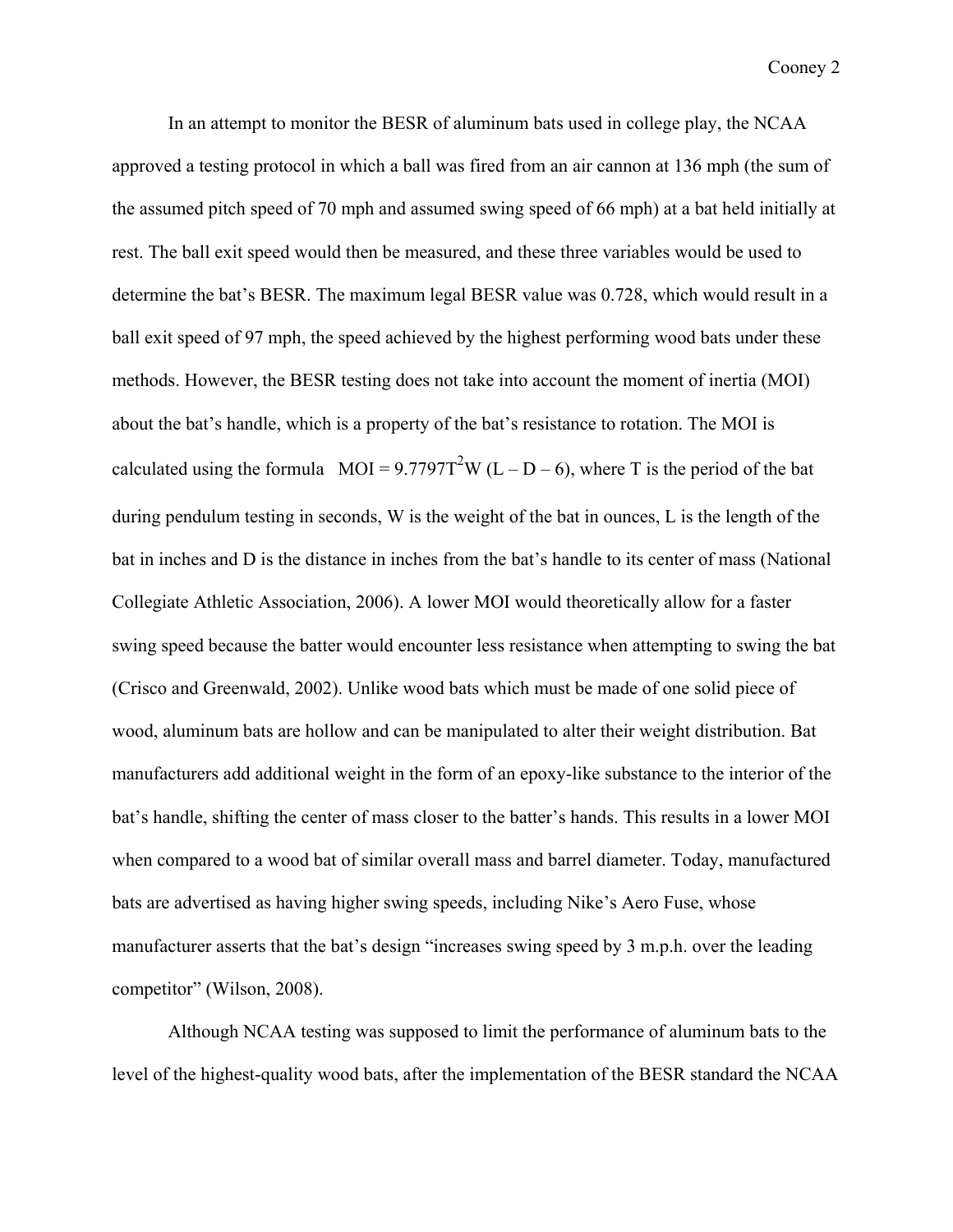In an attempt to monitor the BESR of aluminum bats used in college play, the NCAA approved a testing protocol in which a ball was fired from an air cannon at 136 mph (the sum of the assumed pitch speed of 70 mph and assumed swing speed of 66 mph) at a bat held initially at rest. The ball exit speed would then be measured, and these three variables would be used to determine the bat's BESR. The maximum legal BESR value was 0.728, which would result in a ball exit speed of 97 mph, the speed achieved by the highest performing wood bats under these methods. However, the BESR testing does not take into account the moment of inertia (MOI) about the bat's handle, which is a property of the bat's resistance to rotation. The MOI is calculated using the formula $MOI = 9.7797T^2W (L - D - 6)$, where T is the period of the bat during pendulum testing in seconds, W is the weight of the bat in ounces, L is the length of the bat in inches and D is the distance in inches from the bat's handle to its center of mass (National Collegiate Athletic Association, 2006). A lower MOI would theoretically allow for a faster swing speed because the batter would encounter less resistance when attempting to swing the bat (Crisco and Greenwald, 2002). Unlike wood bats which must be made of one solid piece of wood, aluminum bats are hollow and can be manipulated to alter their weight distribution. Bat manufacturers add additional weight in the form of an epoxy-like substance to the interior of the bat's handle, shifting the center of mass closer to the batter's hands. This results in a lower MOI when compared to a wood bat of similar overall mass and barrel diameter. Today, manufactured bats are advertised as having higher swing speeds, including Nike's Aero Fuse, whose manufacturer asserts that the bat's design "increases swing speed by 3 m.p.h. over the leading competitor" (Wilson, 2008).

Although NCAA testing was supposed to limit the performance of aluminum bats to the level of the highest-quality wood bats, after the implementation of the BESR standard the NCAA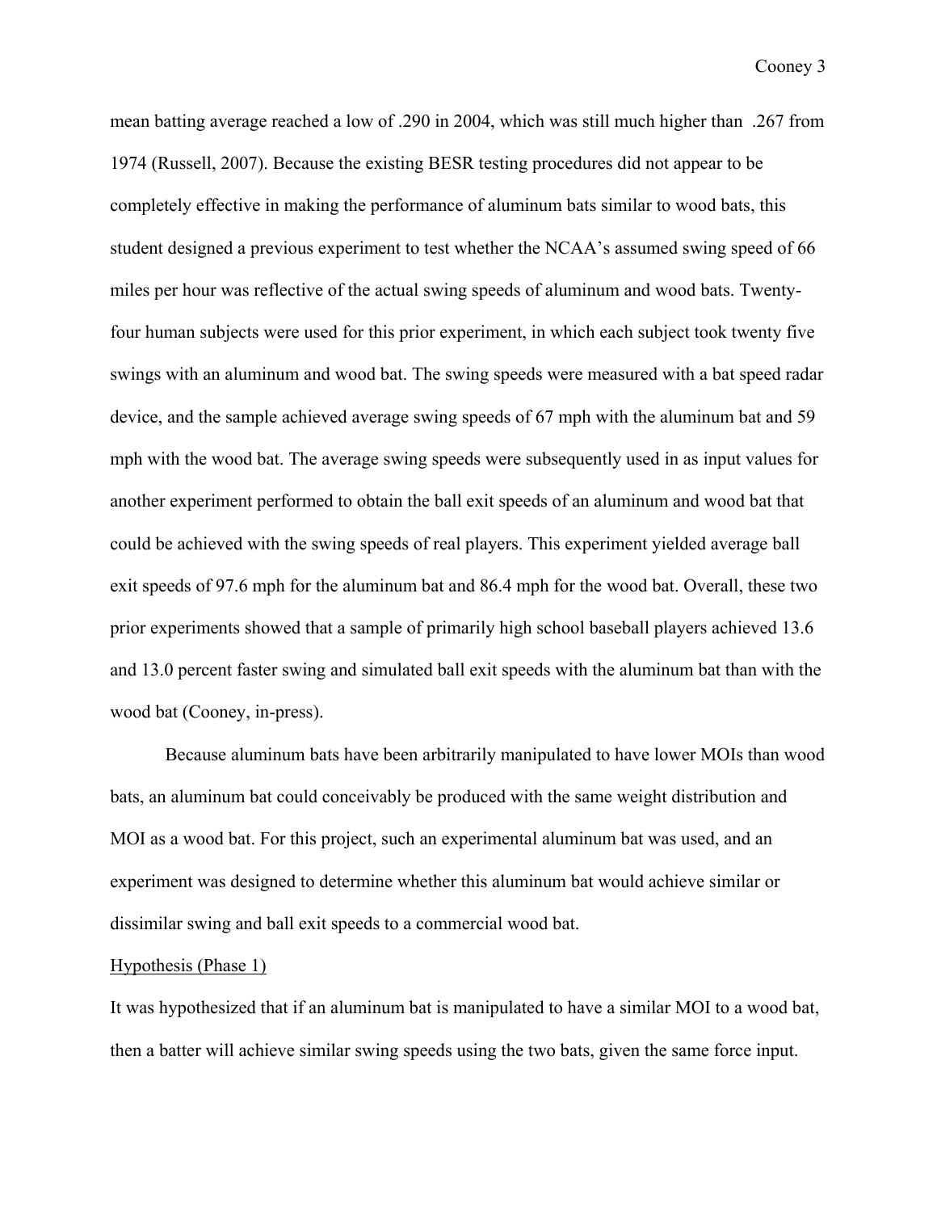mean batting average reached a low of .290 in 2004, which was still much higher than .267 from 1974 (Russell, 2007). Because the existing BESR testing procedures did not appear to be completely effective in making the performance of aluminum bats similar to wood bats, this student designed a previous experiment to test whether the NCAA's assumed swing speed of 66 miles per hour was reflective of the actual swing speeds of aluminum and wood bats. Twenty-four human subjects were used for this prior experiment, in which each subject took twenty five swings with an aluminum and wood bat. The swing speeds were measured with a bat speed radar device, and the sample achieved average swing speeds of 67 mph with the aluminum bat and 59 mph with the wood bat. The average swing speeds were subsequently used in as input values for another experiment performed to obtain the ball exit speeds of an aluminum and wood bat that could be achieved with the swing speeds of real players. This experiment yielded average ball exit speeds of 97.6 mph for the aluminum bat and 86.4 mph for the wood bat. Overall, these two prior experiments showed that a sample of primarily high school baseball players achieved 13.6 and 13.0 percent faster swing and simulated ball exit speeds with the aluminum bat than with the wood bat (Cooney, in-press).

Because aluminum bats have been arbitrarily manipulated to have lower MOIs than wood bats, an aluminum bat could conceivably be produced with the same weight distribution and MOI as a wood bat. For this project, such an experimental aluminum bat was used, and an experiment was designed to determine whether this aluminum bat would achieve similar or dissimilar swing and ball exit speeds to a commercial wood bat.

<u>Hypothesis (Phase 1)</u>

It was hypothesized that if an aluminum bat is manipulated to have a similar MOI to a wood bat, then a batter will achieve similar swing speeds using the two bats, given the same force input.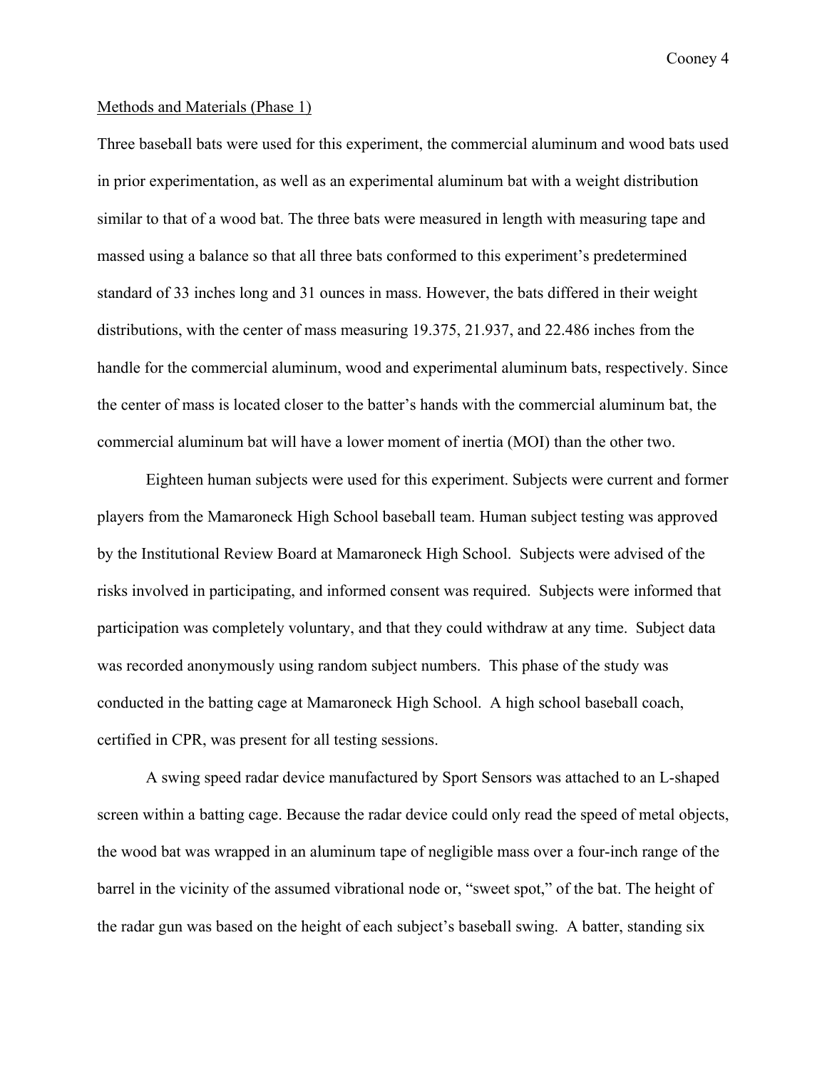Methods and Materials (Phase 1)

Three baseball bats were used for this experiment, the commercial aluminum and wood bats used in prior experimentation, as well as an experimental aluminum bat with a weight distribution similar to that of a wood bat. The three bats were measured in length with measuring tape and massed using a balance so that all three bats conformed to this experiment's predetermined standard of 33 inches long and 31 ounces in mass. However, the bats differed in their weight distributions, with the center of mass measuring 19.375, 21.937, and 22.486 inches from the handle for the commercial aluminum, wood and experimental aluminum bats, respectively. Since the center of mass is located closer to the batter's hands with the commercial aluminum bat, the commercial aluminum bat will have a lower moment of inertia (MOI) than the other two.

Eighteen human subjects were used for this experiment. Subjects were current and former players from the Mamaroneck High School baseball team. Human subject testing was approved by the Institutional Review Board at Mamaroneck High School. Subjects were advised of the risks involved in participating, and informed consent was required. Subjects were informed that participation was completely voluntary, and that they could withdraw at any time. Subject data was recorded anonymously using random subject numbers. This phase of the study was conducted in the batting cage at Mamaroneck High School. A high school baseball coach, certified in CPR, was present for all testing sessions.

A swing speed radar device manufactured by Sport Sensors was attached to an L-shaped screen within a batting cage. Because the radar device could only read the speed of metal objects, the wood bat was wrapped in an aluminum tape of negligible mass over a four-inch range of the barrel in the vicinity of the assumed vibrational node or, "sweet spot," of the bat. The height of the radar gun was based on the height of each subject's baseball swing. A batter, standing six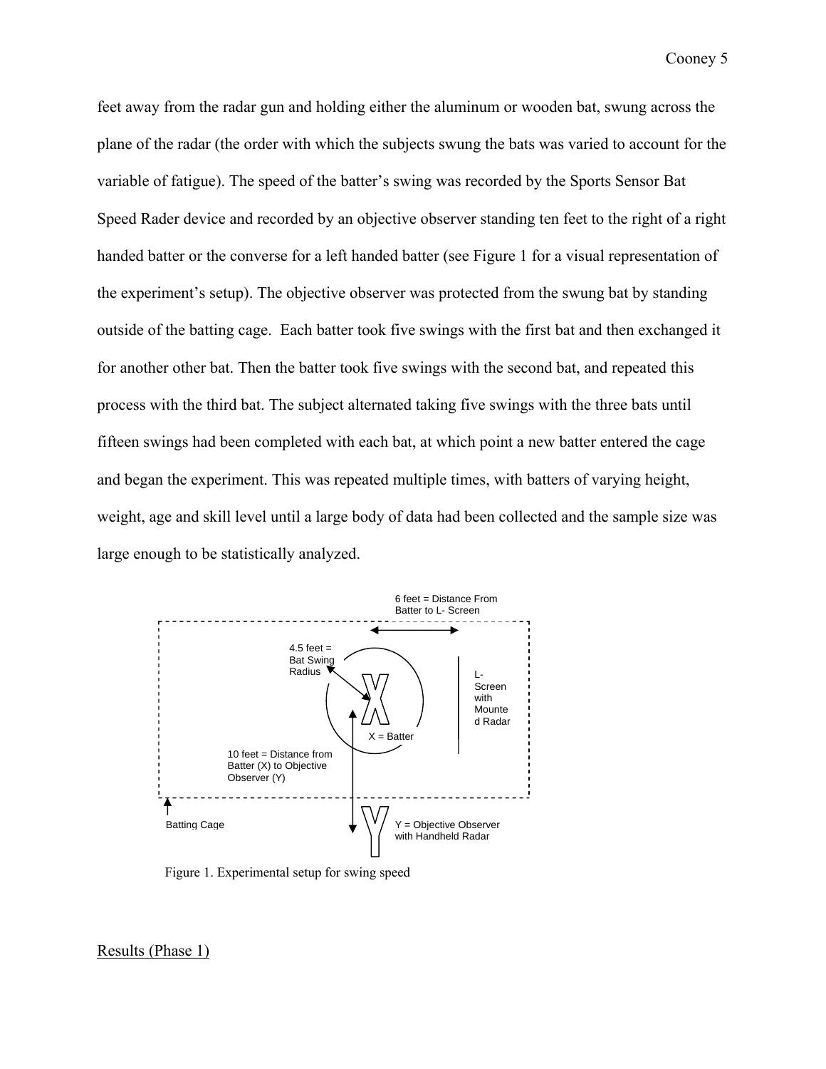feet away from the radar gun and holding either the aluminum or wooden bat, swung across the plane of the radar (the order with which the subjects swung the bats was varied to account for the variable of fatigue). The speed of the batter's swing was recorded by the Sports Sensor Bat Speed Rader device and recorded by an objective observer standing ten feet to the right of a right handed batter or the converse for a left handed batter (see Figure 1 for a visual representation of the experiment's setup). The objective observer was protected from the swung bat by standing outside of the batting cage. Each batter took five swings with the first bat and then exchanged it for another other bat. Then the batter took five swings with the second bat, and repeated this process with the third bat. The subject alternated taking five swings with the three bats until fifteen swings had been completed with each bat, at which point a new batter entered the cage and began the experiment. This was repeated multiple times, with batters of varying height, weight, age and skill level until a large body of data had been collected and the sample size was large enough to be statistically analyzed.

Figure 1. Experimental setup for swing speed

## Results (Phase 1)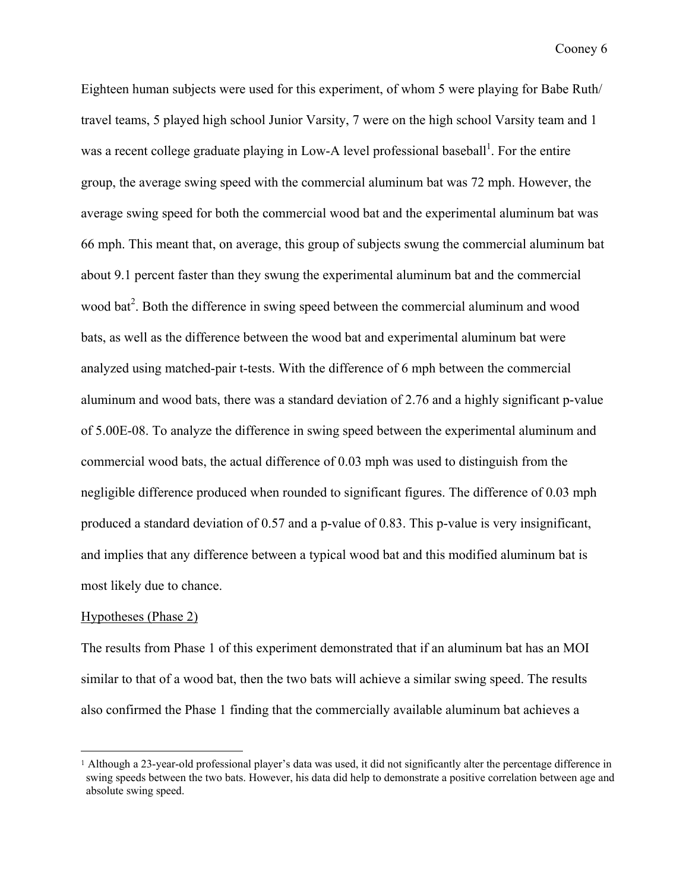Eighteen human subjects were used for this experiment, of whom 5 were playing for Babe Ruth/ travel teams, 5 played high school Junior Varsity, 7 were on the high school Varsity team and 1 was a recent college graduate playing in Low-A level professional baseball[1]. For the entire group, the average swing speed with the commercial aluminum bat was 72 mph. However, the average swing speed for both the commercial wood bat and the experimental aluminum bat was 66 mph. This meant that, on average, this group of subjects swung the commercial aluminum bat about 9.1 percent faster than they swung the experimental aluminum bat and the commercial wood bat[2]. Both the difference in swing speed between the commercial aluminum and wood bats, as well as the difference between the wood bat and experimental aluminum bat were analyzed using matched-pair t-tests. With the difference of 6 mph between the commercial aluminum and wood bats, there was a standard deviation of 2.76 and a highly significant p-value of 5.00E-08. To analyze the difference in swing speed between the experimental aluminum and commercial wood bats, the actual difference of 0.03 mph was used to distinguish from the negligible difference produced when rounded to significant figures. The difference of 0.03 mph produced a standard deviation of 0.57 and a p-value of 0.83. This p-value is very insignificant, and implies that any difference between a typical wood bat and this modified aluminum bat is most likely due to chance.

<u>Hypotheses (Phase 2)</u>

The results from Phase 1 of this experiment demonstrated that if an aluminum bat has an MOI similar to that of a wood bat, then the two bats will achieve a similar swing speed. The results also confirmed the Phase 1 finding that the commercially available aluminum bat achieves a

---

[1] Although a 23-year-old professional player's data was used, it did not significantly alter the percentage difference in swing speeds between the two bats. However, his data did help to demonstrate a positive correlation between age and absolute swing speed.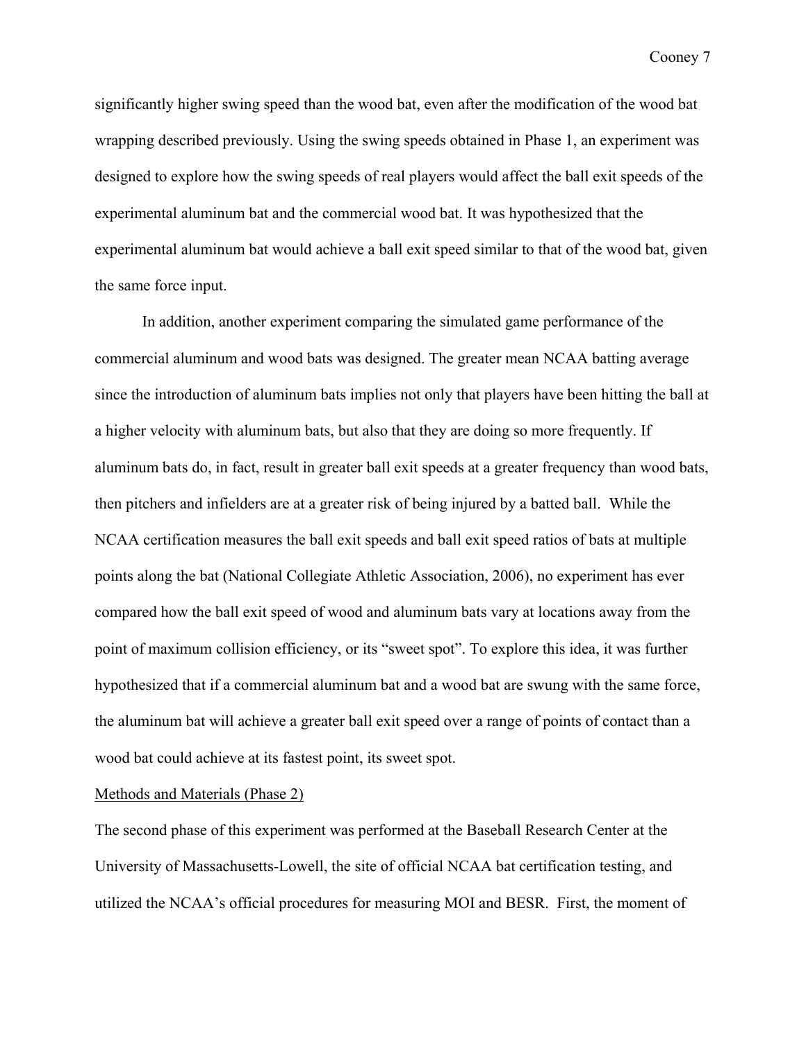significantly higher swing speed than the wood bat, even after the modification of the wood bat wrapping described previously. Using the swing speeds obtained in Phase 1, an experiment was designed to explore how the swing speeds of real players would affect the ball exit speeds of the experimental aluminum bat and the commercial wood bat. It was hypothesized that the experimental aluminum bat would achieve a ball exit speed similar to that of the wood bat, given the same force input.

In addition, another experiment comparing the simulated game performance of the commercial aluminum and wood bats was designed. The greater mean NCAA batting average since the introduction of aluminum bats implies not only that players have been hitting the ball at a higher velocity with aluminum bats, but also that they are doing so more frequently. If aluminum bats do, in fact, result in greater ball exit speeds at a greater frequency than wood bats, then pitchers and infielders are at a greater risk of being injured by a batted ball. While the NCAA certification measures the ball exit speeds and ball exit speed ratios of bats at multiple points along the bat (National Collegiate Athletic Association, 2006), no experiment has ever compared how the ball exit speed of wood and aluminum bats vary at locations away from the point of maximum collision efficiency, or its "sweet spot". To explore this idea, it was further hypothesized that if a commercial aluminum bat and a wood bat are swung with the same force, the aluminum bat will achieve a greater ball exit speed over a range of points of contact than a wood bat could achieve at its fastest point, its sweet spot.

## Methods and Materials (Phase 2)

The second phase of this experiment was performed at the Baseball Research Center at the University of Massachusetts-Lowell, the site of official NCAA bat certification testing, and utilized the NCAA's official procedures for measuring MOI and BESR. First, the moment of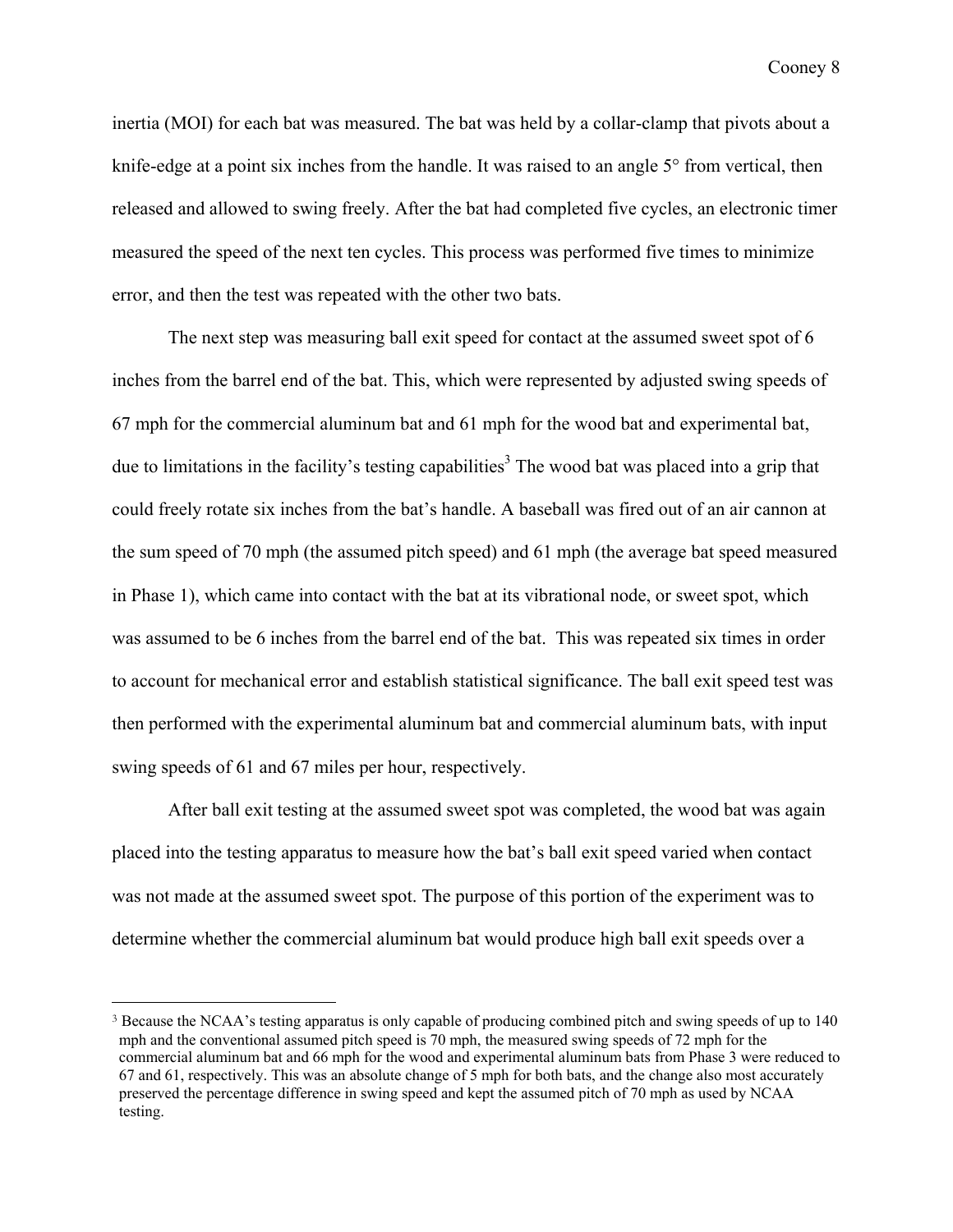inertia (MOI) for each bat was measured. The bat was held by a collar-clamp that pivots about a knife-edge at a point six inches from the handle. It was raised to an angle 5° from vertical, then released and allowed to swing freely. After the bat had completed five cycles, an electronic timer measured the speed of the next ten cycles. This process was performed five times to minimize error, and then the test was repeated with the other two bats.

The next step was measuring ball exit speed for contact at the assumed sweet spot of 6 inches from the barrel end of the bat. This, which were represented by adjusted swing speeds of 67 mph for the commercial aluminum bat and 61 mph for the wood bat and experimental bat, due to limitations in the facility's testing capabilities[3] The wood bat was placed into a grip that could freely rotate six inches from the bat's handle. A baseball was fired out of an air cannon at the sum speed of 70 mph (the assumed pitch speed) and 61 mph (the average bat speed measured in Phase 1), which came into contact with the bat at its vibrational node, or sweet spot, which was assumed to be 6 inches from the barrel end of the bat. This was repeated six times in order to account for mechanical error and establish statistical significance. The ball exit speed test was then performed with the experimental aluminum bat and commercial aluminum bats, with input swing speeds of 61 and 67 miles per hour, respectively.

After ball exit testing at the assumed sweet spot was completed, the wood bat was again placed into the testing apparatus to measure how the bat's ball exit speed varied when contact was not made at the assumed sweet spot. The purpose of this portion of the experiment was to determine whether the commercial aluminum bat would produce high ball exit speeds over a

---

[3] Because the NCAA's testing apparatus is only capable of producing combined pitch and swing speeds of up to 140 mph and the conventional assumed pitch speed is 70 mph, the measured swing speeds of 72 mph for the commercial aluminum bat and 66 mph for the wood and experimental aluminum bats from Phase 3 were reduced to 67 and 61, respectively. This was an absolute change of 5 mph for both bats, and the change also most accurately preserved the percentage difference in swing speed and kept the assumed pitch of 70 mph as used by NCAA testing.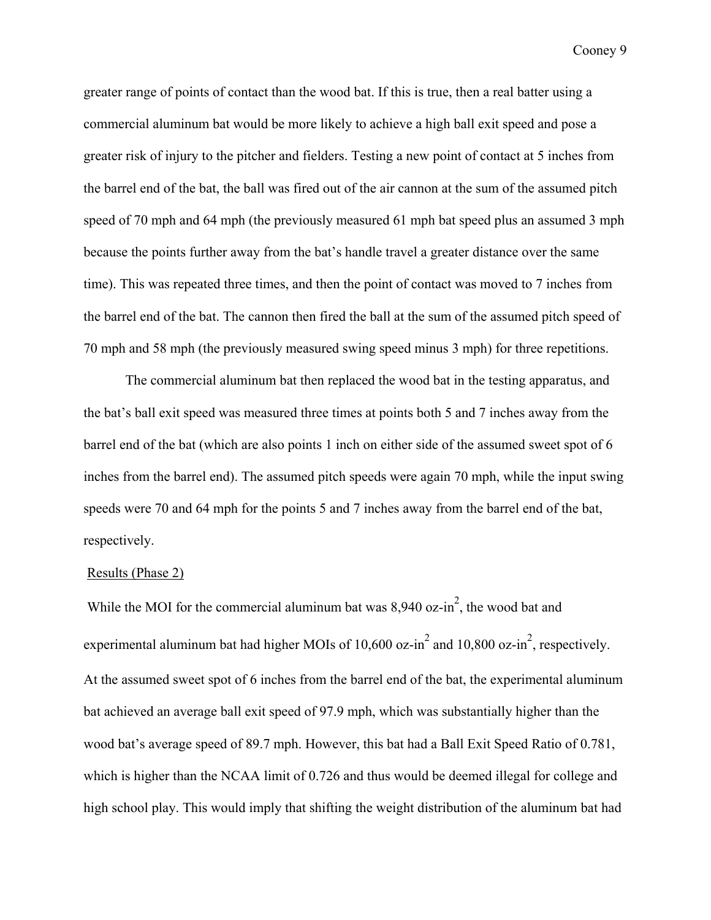greater range of points of contact than the wood bat. If this is true, then a real batter using a commercial aluminum bat would be more likely to achieve a high ball exit speed and pose a greater risk of injury to the pitcher and fielders. Testing a new point of contact at 5 inches from the barrel end of the bat, the ball was fired out of the air cannon at the sum of the assumed pitch speed of 70 mph and 64 mph (the previously measured 61 mph bat speed plus an assumed 3 mph because the points further away from the bat's handle travel a greater distance over the same time). This was repeated three times, and then the point of contact was moved to 7 inches from the barrel end of the bat. The cannon then fired the ball at the sum of the assumed pitch speed of 70 mph and 58 mph (the previously measured swing speed minus 3 mph) for three repetitions.

The commercial aluminum bat then replaced the wood bat in the testing apparatus, and the bat's ball exit speed was measured three times at points both 5 and 7 inches away from the barrel end of the bat (which are also points 1 inch on either side of the assumed sweet spot of 6 inches from the barrel end). The assumed pitch speeds were again 70 mph, while the input swing speeds were 70 and 64 mph for the points 5 and 7 inches away from the barrel end of the bat, respectively.

Results (Phase 2)

While the MOI for the commercial aluminum bat was 8,940 oz-in$^2$, the wood bat and experimental aluminum bat had higher MOIs of 10,600 oz-in$^2$ and 10,800 oz-in$^2$, respectively. At the assumed sweet spot of 6 inches from the barrel end of the bat, the experimental aluminum bat achieved an average ball exit speed of 97.9 mph, which was substantially higher than the wood bat's average speed of 89.7 mph. However, this bat had a Ball Exit Speed Ratio of 0.781, which is higher than the NCAA limit of 0.726 and thus would be deemed illegal for college and high school play. This would imply that shifting the weight distribution of the aluminum bat had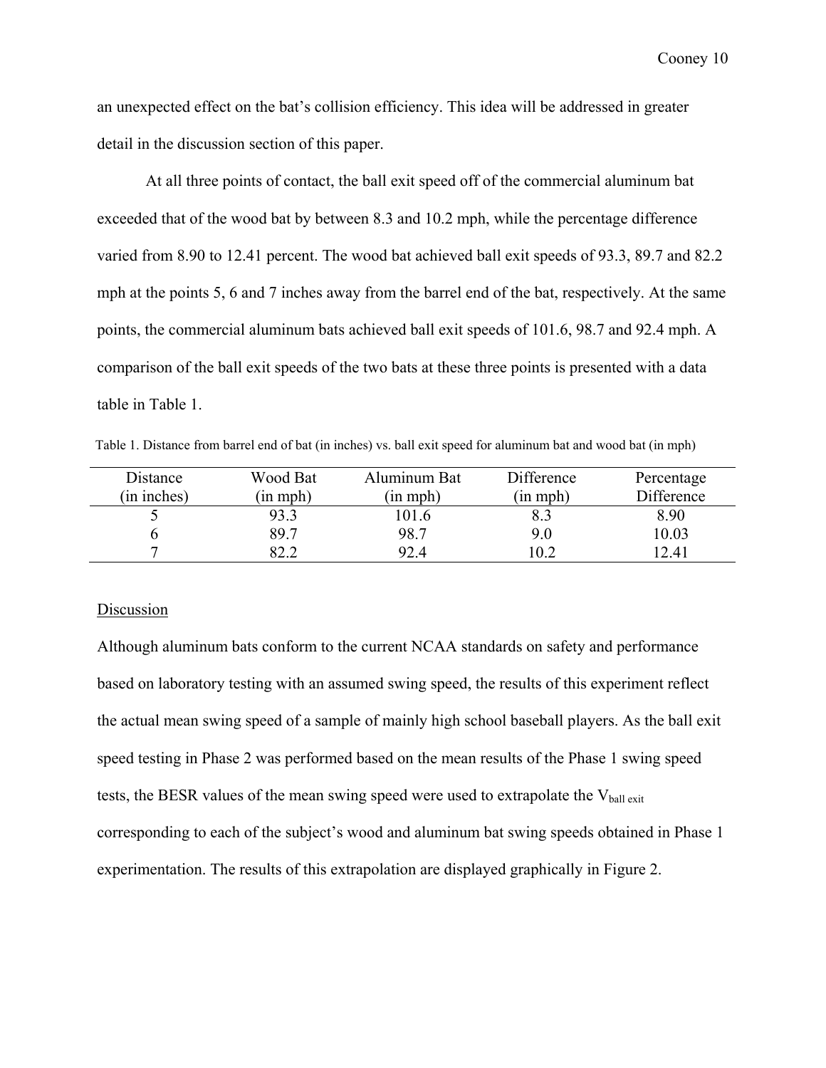an unexpected effect on the bat's collision efficiency. This idea will be addressed in greater detail in the discussion section of this paper.

At all three points of contact, the ball exit speed off of the commercial aluminum bat exceeded that of the wood bat by between 8.3 and 10.2 mph, while the percentage difference varied from 8.90 to 12.41 percent. The wood bat achieved ball exit speeds of 93.3, 89.7 and 82.2 mph at the points 5, 6 and 7 inches away from the barrel end of the bat, respectively. At the same points, the commercial aluminum bats achieved ball exit speeds of 101.6, 98.7 and 92.4 mph. A comparison of the ball exit speeds of the two bats at these three points is presented with a data table in Table 1.

Table 1. Distance from barrel end of bat (in inches) vs. ball exit speed for aluminum bat and wood bat (in mph)

| Distance (in inches) | Wood Bat (in mph) | Aluminum Bat (in mph) | Difference (in mph) | Percentage Difference |
|---|---|---|---|---|
| 5 | 93.3 | 101.6 | 8.3 | 8.90 |
| 6 | 89.7 | 98.7 | 9.0 | 10.03 |
| 7 | 82.2 | 92.4 | 10.2 | 12.41 |

<u>Discussion</u>

Although aluminum bats conform to the current NCAA standards on safety and performance based on laboratory testing with an assumed swing speed, the results of this experiment reflect the actual mean swing speed of a sample of mainly high school baseball players. As the ball exit speed testing in Phase 2 was performed based on the mean results of the Phase 1 swing speed tests, the BESR values of the mean swing speed were used to extrapolate the $V_{\text{ball exit}}$ corresponding to each of the subject's wood and aluminum bat swing speeds obtained in Phase 1 experimentation. The results of this extrapolation are displayed graphically in Figure 2.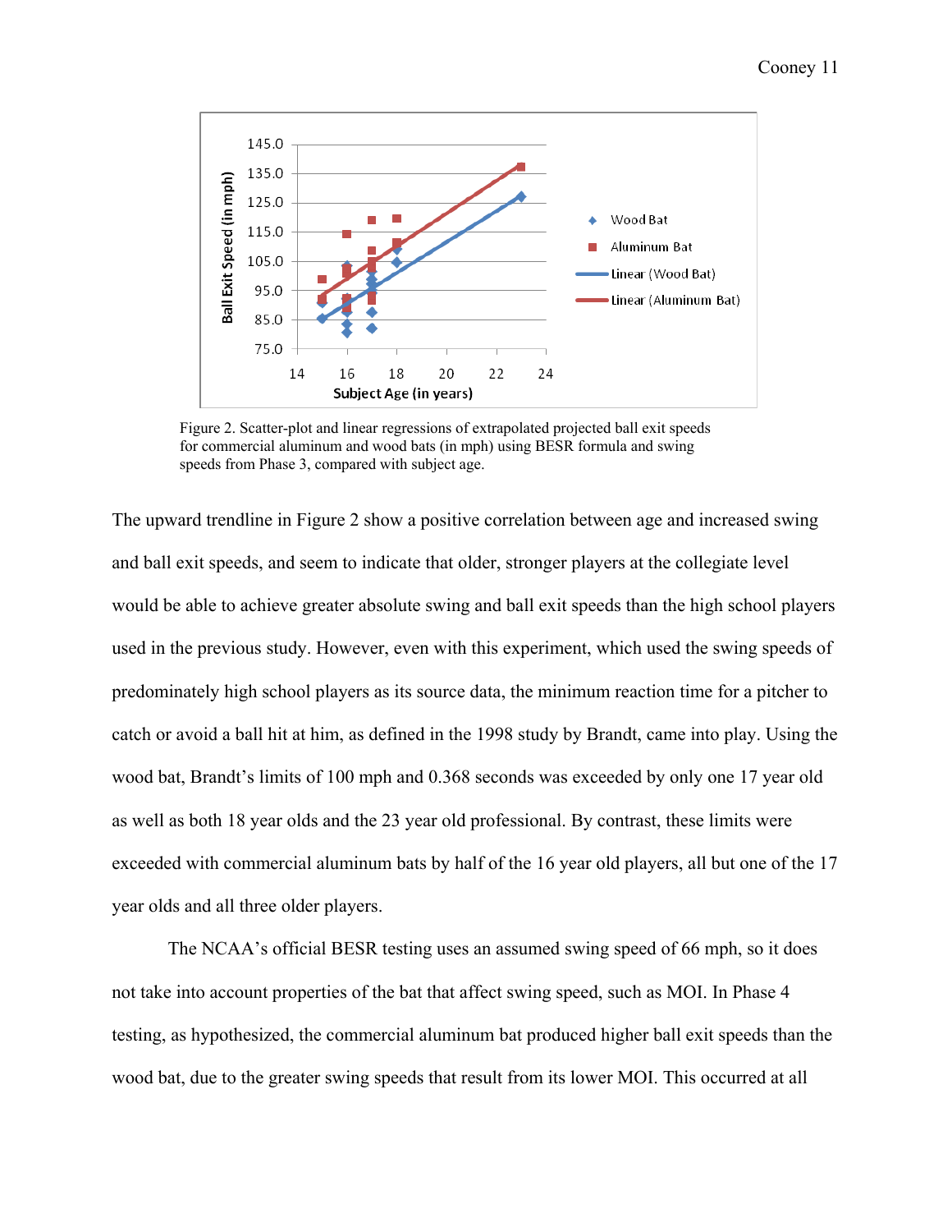Figure 2. Scatter-plot and linear regressions of extrapolated projected ball exit speeds for commercial aluminum and wood bats (in mph) using BESR formula and swing speeds from Phase 3, compared with subject age.

The upward trendline in Figure 2 show a positive correlation between age and increased swing and ball exit speeds, and seem to indicate that older, stronger players at the collegiate level would be able to achieve greater absolute swing and ball exit speeds than the high school players used in the previous study. However, even with this experiment, which used the swing speeds of predominately high school players as its source data, the minimum reaction time for a pitcher to catch or avoid a ball hit at him, as defined in the 1998 study by Brandt, came into play. Using the wood bat, Brandt's limits of 100 mph and 0.368 seconds was exceeded by only one 17 year old as well as both 18 year olds and the 23 year old professional. By contrast, these limits were exceeded with commercial aluminum bats by half of the 16 year old players, all but one of the 17 year olds and all three older players.

The NCAA's official BESR testing uses an assumed swing speed of 66 mph, so it does not take into account properties of the bat that affect swing speed, such as MOI. In Phase 4 testing, as hypothesized, the commercial aluminum bat produced higher ball exit speeds than the wood bat, due to the greater swing speeds that result from its lower MOI. This occurred at all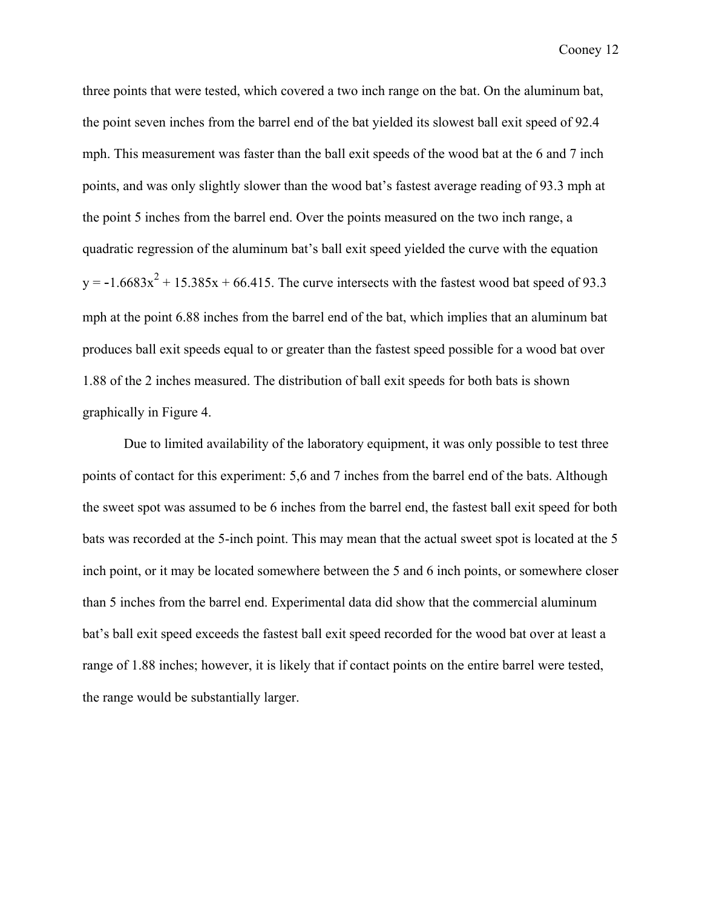three points that were tested, which covered a two inch range on the bat. On the aluminum bat, the point seven inches from the barrel end of the bat yielded its slowest ball exit speed of 92.4 mph. This measurement was faster than the ball exit speeds of the wood bat at the 6 and 7 inch points, and was only slightly slower than the wood bat's fastest average reading of 93.3 mph at the point 5 inches from the barrel end. Over the points measured on the two inch range, a quadratic regression of the aluminum bat's ball exit speed yielded the curve with the equation $y = -1.6683x^2 + 15.385x + 66.415$. The curve intersects with the fastest wood bat speed of 93.3 mph at the point 6.88 inches from the barrel end of the bat, which implies that an aluminum bat produces ball exit speeds equal to or greater than the fastest speed possible for a wood bat over 1.88 of the 2 inches measured. The distribution of ball exit speeds for both bats is shown graphically in Figure 4.

Due to limited availability of the laboratory equipment, it was only possible to test three points of contact for this experiment: 5,6 and 7 inches from the barrel end of the bats. Although the sweet spot was assumed to be 6 inches from the barrel end, the fastest ball exit speed for both bats was recorded at the 5-inch point. This may mean that the actual sweet spot is located at the 5 inch point, or it may be located somewhere between the 5 and 6 inch points, or somewhere closer than 5 inches from the barrel end. Experimental data did show that the commercial aluminum bat's ball exit speed exceeds the fastest ball exit speed recorded for the wood bat over at least a range of 1.88 inches; however, it is likely that if contact points on the entire barrel were tested, the range would be substantially larger.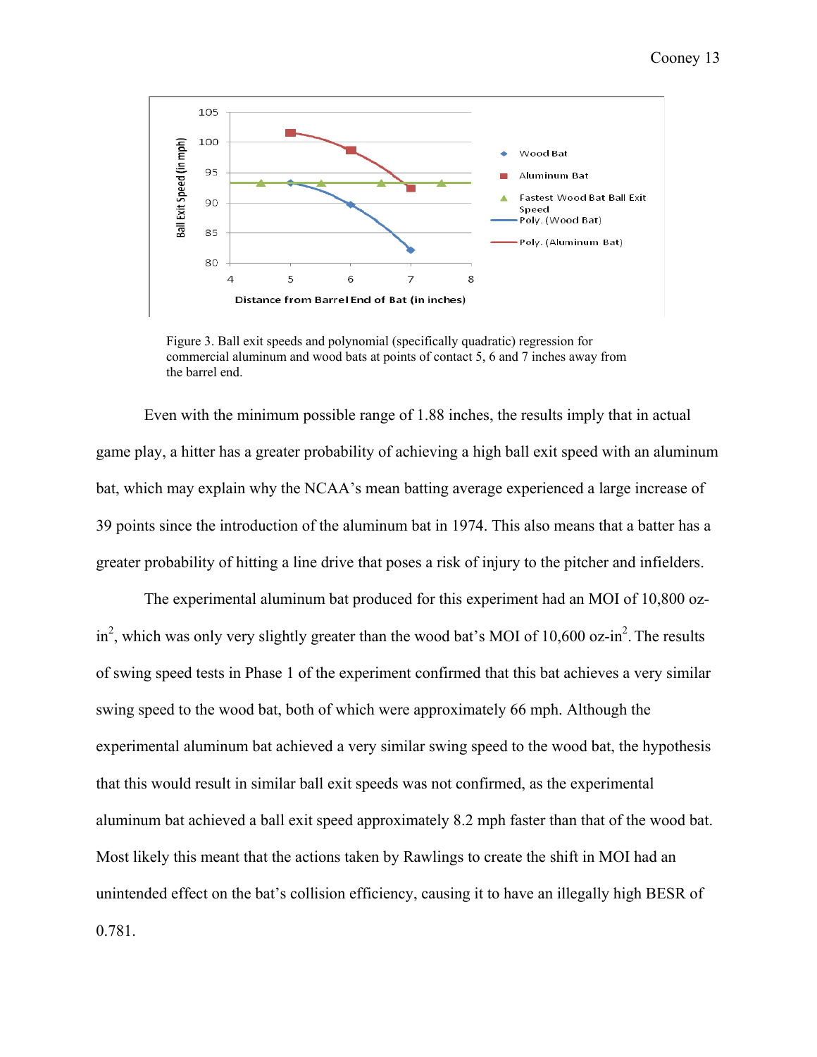Figure 3. Ball exit speeds and polynomial (specifically quadratic) regression for commercial aluminum and wood bats at points of contact 5, 6 and 7 inches away from the barrel end.

Even with the minimum possible range of 1.88 inches, the results imply that in actual game play, a hitter has a greater probability of achieving a high ball exit speed with an aluminum bat, which may explain why the NCAA's mean batting average experienced a large increase of 39 points since the introduction of the aluminum bat in 1974. This also means that a batter has a greater probability of hitting a line drive that poses a risk of injury to the pitcher and infielders.

The experimental aluminum bat produced for this experiment had an MOI of 10,800 oz-in$^2$, which was only very slightly greater than the wood bat's MOI of 10,600 oz-in$^2$. The results of swing speed tests in Phase 1 of the experiment confirmed that this bat achieves a very similar swing speed to the wood bat, both of which were approximately 66 mph. Although the experimental aluminum bat achieved a very similar swing speed to the wood bat, the hypothesis that this would result in similar ball exit speeds was not confirmed, as the experimental aluminum bat achieved a ball exit speed approximately 8.2 mph faster than that of the wood bat. Most likely this meant that the actions taken by Rawlings to create the shift in MOI had an unintended effect on the bat's collision efficiency, causing it to have an illegally high BESR of 0.781.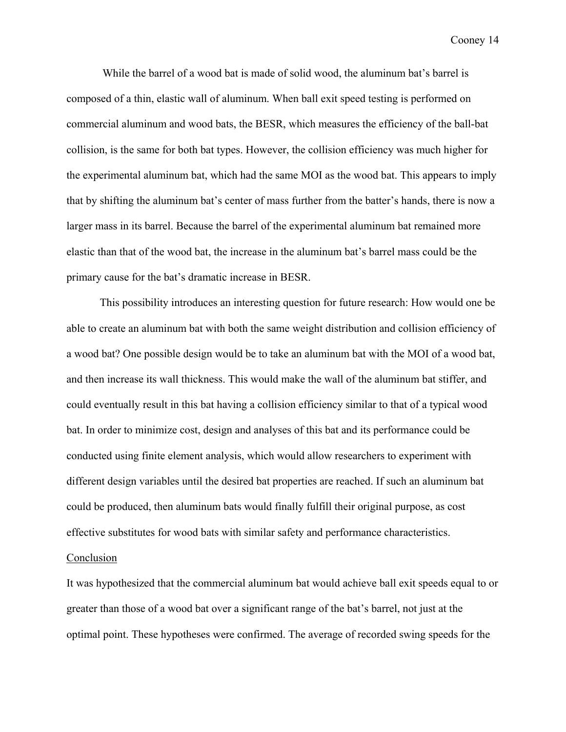While the barrel of a wood bat is made of solid wood, the aluminum bat's barrel is composed of a thin, elastic wall of aluminum. When ball exit speed testing is performed on commercial aluminum and wood bats, the BESR, which measures the efficiency of the ball-bat collision, is the same for both bat types. However, the collision efficiency was much higher for the experimental aluminum bat, which had the same MOI as the wood bat. This appears to imply that by shifting the aluminum bat's center of mass further from the batter's hands, there is now a larger mass in its barrel. Because the barrel of the experimental aluminum bat remained more elastic than that of the wood bat, the increase in the aluminum bat's barrel mass could be the primary cause for the bat's dramatic increase in BESR.

This possibility introduces an interesting question for future research: How would one be able to create an aluminum bat with both the same weight distribution and collision efficiency of a wood bat? One possible design would be to take an aluminum bat with the MOI of a wood bat, and then increase its wall thickness. This would make the wall of the aluminum bat stiffer, and could eventually result in this bat having a collision efficiency similar to that of a typical wood bat. In order to minimize cost, design and analyses of this bat and its performance could be conducted using finite element analysis, which would allow researchers to experiment with different design variables until the desired bat properties are reached. If such an aluminum bat could be produced, then aluminum bats would finally fulfill their original purpose, as cost effective substitutes for wood bats with similar safety and performance characteristics.

## Conclusion

It was hypothesized that the commercial aluminum bat would achieve ball exit speeds equal to or greater than those of a wood bat over a significant range of the bat's barrel, not just at the optimal point. These hypotheses were confirmed. The average of recorded swing speeds for the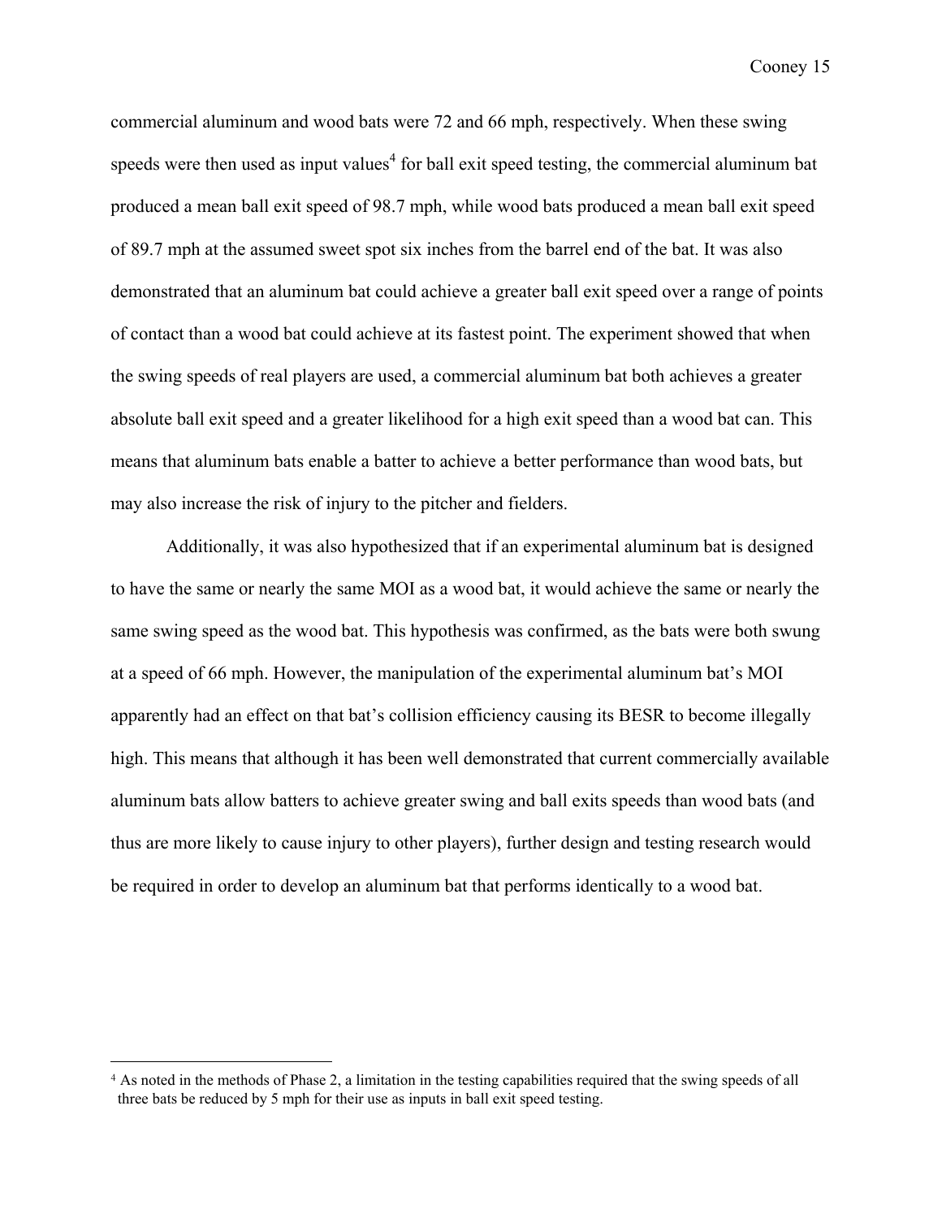commercial aluminum and wood bats were 72 and 66 mph, respectively. When these swing speeds were then used as input values[4] for ball exit speed testing, the commercial aluminum bat produced a mean ball exit speed of 98.7 mph, while wood bats produced a mean ball exit speed of 89.7 mph at the assumed sweet spot six inches from the barrel end of the bat. It was also demonstrated that an aluminum bat could achieve a greater ball exit speed over a range of points of contact than a wood bat could achieve at its fastest point. The experiment showed that when the swing speeds of real players are used, a commercial aluminum bat both achieves a greater absolute ball exit speed and a greater likelihood for a high exit speed than a wood bat can. This means that aluminum bats enable a batter to achieve a better performance than wood bats, but may also increase the risk of injury to the pitcher and fielders.

Additionally, it was also hypothesized that if an experimental aluminum bat is designed to have the same or nearly the same MOI as a wood bat, it would achieve the same or nearly the same swing speed as the wood bat. This hypothesis was confirmed, as the bats were both swung at a speed of 66 mph. However, the manipulation of the experimental aluminum bat's MOI apparently had an effect on that bat's collision efficiency causing its BESR to become illegally high. This means that although it has been well demonstrated that current commercially available aluminum bats allow batters to achieve greater swing and ball exits speeds than wood bats (and thus are more likely to cause injury to other players), further design and testing research would be required in order to develop an aluminum bat that performs identically to a wood bat.

---

[4] As noted in the methods of Phase 2, a limitation in the testing capabilities required that the swing speeds of all three bats be reduced by 5 mph for their use as inputs in ball exit speed testing.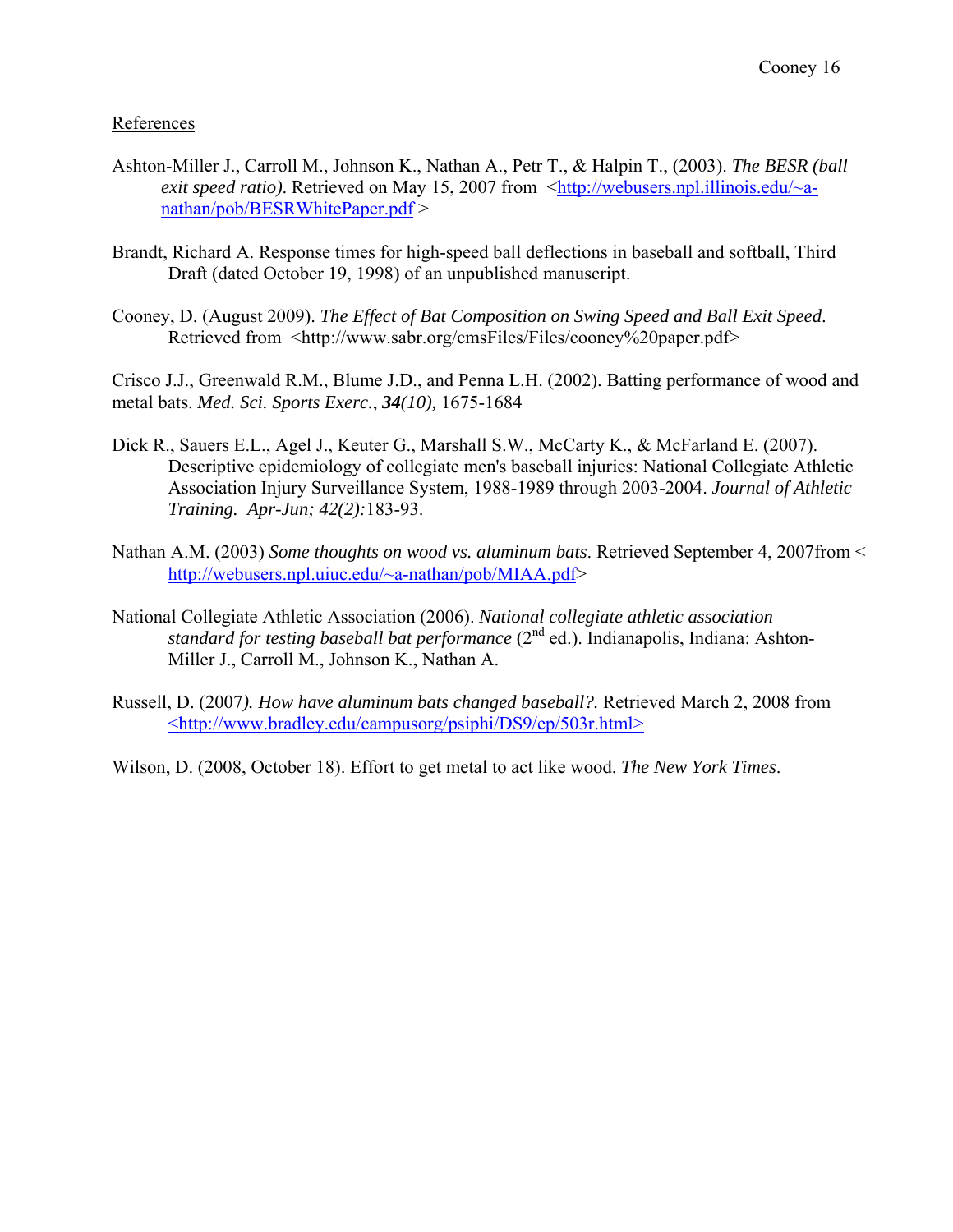References

Ashton-Miller J., Carroll M., Johnson K., Nathan A., Petr T., & Halpin T., (2003). *The BESR (ball exit speed ratio)*. Retrieved on May 15, 2007 from <http://webusers.npl.illinois.edu/~a-nathan/pob/BESRWhitePaper.pdf >

Brandt, Richard A. Response times for high-speed ball deflections in baseball and softball, Third Draft (dated October 19, 1998) of an unpublished manuscript.

Cooney, D. (August 2009). *The Effect of Bat Composition on Swing Speed and Ball Exit Speed*. Retrieved from <http://www.sabr.org/cmsFiles/Files/cooney%20paper.pdf>

Crisco J.J., Greenwald R.M., Blume J.D., and Penna L.H. (2002). Batting performance of wood and metal bats. *Med. Sci. Sports Exerc.*, ***34****(10),* 1675-1684

Dick R., Sauers E.L., Agel J., Keuter G., Marshall S.W., McCarty K., & McFarland E. (2007). Descriptive epidemiology of collegiate men's baseball injuries: National Collegiate Athletic Association Injury Surveillance System, 1988-1989 through 2003-2004. *Journal of Athletic Training. Apr-Jun; 42(2):*183-93.

Nathan A.M. (2003) *Some thoughts on wood vs. aluminum bats*. Retrieved September 4, 2007from < http://webusers.npl.uiuc.edu/~a-nathan/pob/MIAA.pdf>

National Collegiate Athletic Association (2006). *National collegiate athletic association standard for testing baseball bat performance* (2nd ed.). Indianapolis, Indiana: Ashton-Miller J., Carroll M., Johnson K., Nathan A.

Russell, D. (2007*). How have aluminum bats changed baseball?*. Retrieved March 2, 2008 from <http://www.bradley.edu/campusorg/psiphi/DS9/ep/503r.html>

Wilson, D. (2008, October 18). Effort to get metal to act like wood. *The New York Times*.